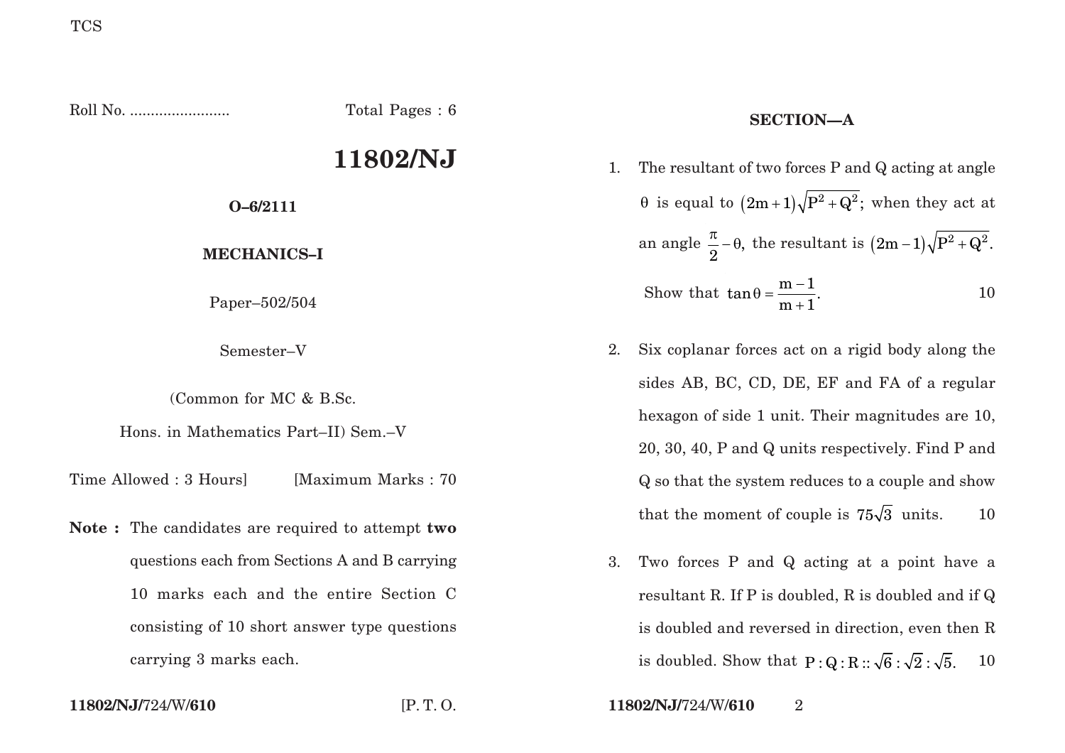Roll No. ........................ Total Pages : 6

# 11802/NJ

**O–6/2111**

**MECHANICS–I**

Paper–502/504

Semester–V

(Common for MC & B.Sc. Hons. in Mathematics Part–II) Sem.–V

Time Allowed : 3 Hours] [Maximum Marks : 70

**Note :** The candidates are required to attempt **two** questions each from Sections A and B carrying 10 marks each and the entire Section C consisting of 10 short answer type questions carrying 3 marks each.

## SECTION—A

1. The resultant of two forces P and Q acting at angle $\theta$ is equal to $(2m+1)\sqrt{P^2+Q^2}$; when they act at an angle $\frac{\pi}{2}-\theta$, the resultant is $(2m-1)\sqrt{P^2+Q^2}$. Show that $\tan\theta = \frac{m-1}{m+1}$. 10

2. Six coplanar forces act on a rigid body along the sides AB, BC, CD, DE, EF and FA of a regular hexagon of side 1 unit. Their magnitudes are 10, 20, 30, 40, P and Q units respectively. Find P and Q so that the system reduces to a couple and show that the moment of couple is $75\sqrt{3}$ units. 10

3. Two forces P and Q acting at a point have a resultant R. If P is doubled, R is doubled and if Q is doubled and reversed in direction, even then R is doubled. Show that $P : Q : R :: \sqrt{6} : \sqrt{2} : \sqrt{5}$. 10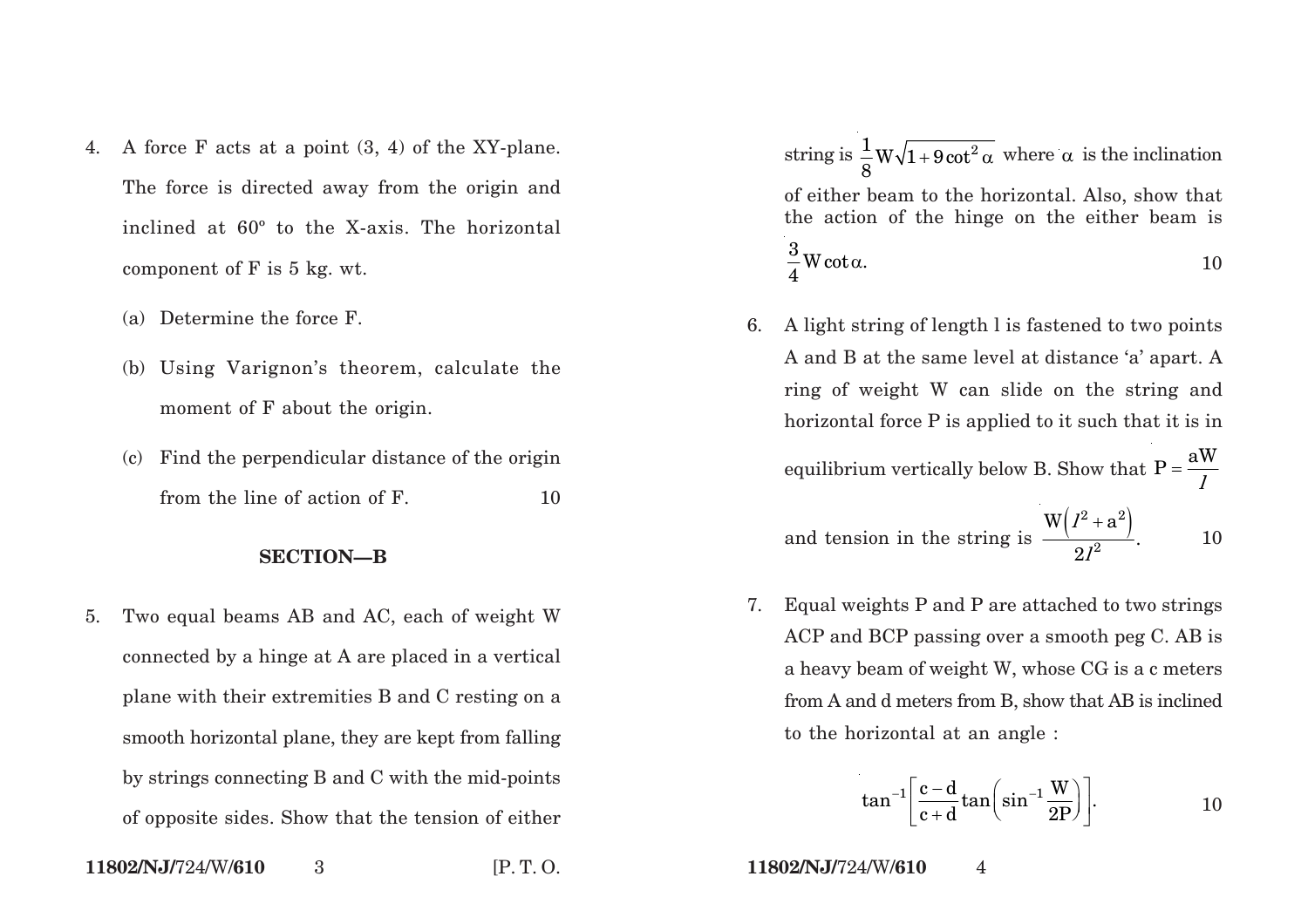4. A force F acts at a point (3, 4) of the XY-plane. The force is directed away from the origin and inclined at 60° to the X-axis. The horizontal component of F is 5 kg. wt.

   (a) Determine the force F.

   (b) Using Varignon's theorem, calculate the moment of F about the origin.

   (c) Find the perpendicular distance of the origin from the line of action of F. 10

## SECTION—B

5. Two equal beams AB and AC, each of weight W connected by a hinge at A are placed in a vertical plane with their extremities B and C resting on a smooth horizontal plane, they are kept from falling by strings connecting B and C with the mid-points of opposite sides. Show that the tension of either string is $\frac{1}{8}W\sqrt{1+9\cot^2\alpha}$ where $\alpha$ is the inclination of either beam to the horizontal. Also, show that the action of the hinge on the either beam is $\frac{3}{4}W\cot\alpha.$ 10

6. A light string of length l is fastened to two points A and B at the same level at distance 'a' apart. A ring of weight W can slide on the string and horizontal force P is applied to it such that it is in equilibrium vertically below B. Show that $P = \frac{aW}{l}$ and tension in the string is $\frac{W\left(l^2 + a^2\right)}{2l^2}$. 10

7. Equal weights P and P are attached to two strings ACP and BCP passing over a smooth peg C. AB is a heavy beam of weight W, whose CG is a c meters from A and d meters from B, show that AB is inclined to the horizontal at an angle :

$$\tan^{-1}\left[\frac{c-d}{c+d}\tan\left(\sin^{-1}\frac{W}{2P}\right)\right].$$ 10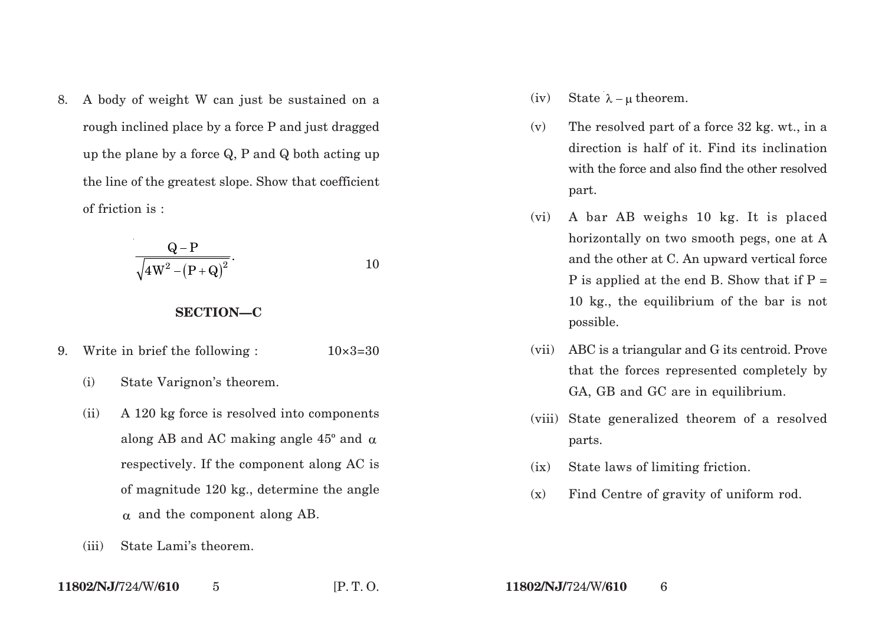8. A body of weight W can just be sustained on a rough inclined place by a force P and just dragged up the plane by a force Q, P and Q both acting up the line of the greatest slope. Show that coefficient of friction is :

$$\frac{Q-P}{\sqrt{4W^2-(P+Q)^2}}.$$

10

## SECTION—C

9. Write in brief the following : 10×3=30

   (i) State Varignon's theorem.

   (ii) A 120 kg force is resolved into components along AB and AC making angle 45° and $\alpha$ respectively. If the component along AC is of magnitude 120 kg., determine the angle $\alpha$ and the component along AB.

   (iii) State Lami's theorem.

   (iv) State $\lambda-\mu$ theorem.

   (v) The resolved part of a force 32 kg. wt., in a direction is half of it. Find its inclination with the force and also find the other resolved part.

   (vi) A bar AB weighs 10 kg. It is placed horizontally on two smooth pegs, one at A and the other at C. An upward vertical force P is applied at the end B. Show that if P = 10 kg., the equilibrium of the bar is not possible.

   (vii) ABC is a triangular and G its centroid. Prove that the forces represented completely by GA, GB and GC are in equilibrium.

   (viii) State generalized theorem of a resolved parts.

   (ix) State laws of limiting friction.

   (x) Find Centre of gravity of uniform rod.